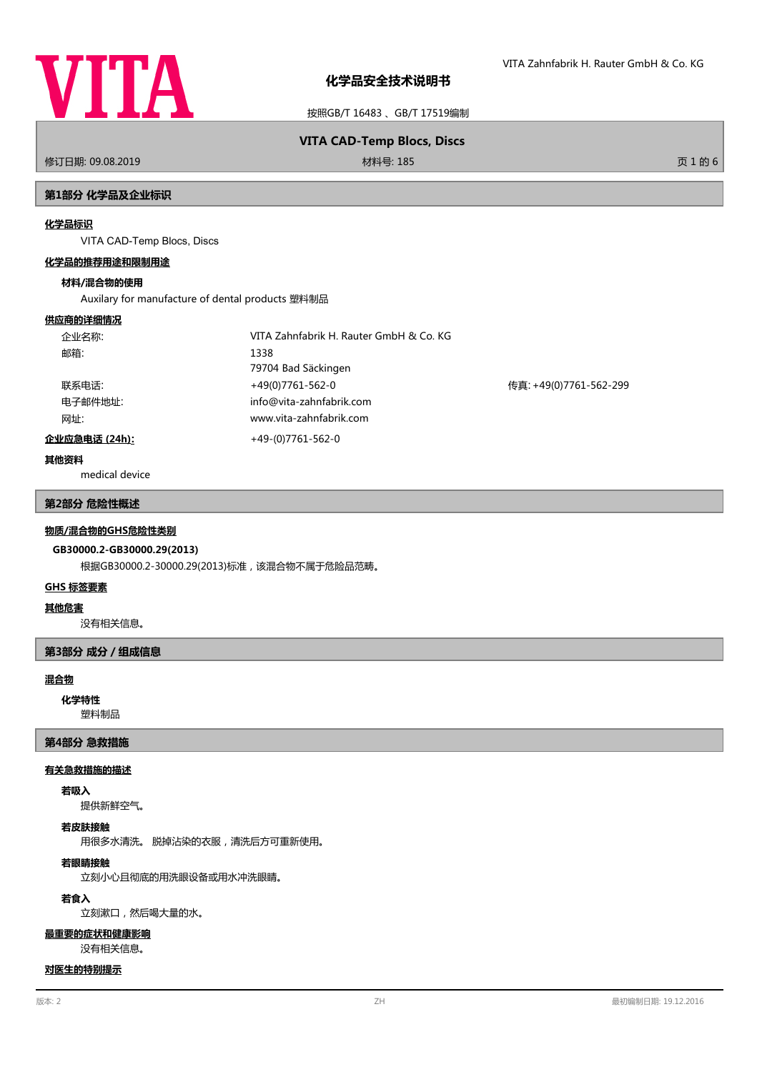# 化学品安全技术说明书

按照GB/T 16483 、GB/T 17519编制

**VITA CAD-Temp Blocs, Discs**

修订日期: 09.08.2019　　材料号: 185

## 第1部分 化学品及企业标识

### 化学品标识

VITA CAD-Temp Blocs, Discs

### 化学品的推荐用途和限制用途

**材料/混合物的使用**

Auxilary for manufacture of dental products 塑料制品

### 供应商的详细情况

| | | |
|---|---|---|
| 企业名称: | VITA Zahnfabrik H. Rauter GmbH & Co. KG | |
| 邮箱: | 1338<br>79704 Bad Säckingen | |
| 联系电话: | +49(0)7761-562-0 | 传真: +49(0)7761-562-299 |
| 电子邮件地址: | info@vita-zahnfabrik.com | |
| 网址: | www.vita-zahnfabrik.com | |

**企业应急电话 (24h):** +49-(0)7761-562-0

**其他资料**

medical device

## 第2部分 危险性概述

### 物质/混合物的GHS危险性类别

**GB30000.2-GB30000.29(2013)**

根据GB30000.2-30000.29(2013)标准，该混合物不属于危险品范畴。

### GHS 标签要素

### 其他危害

没有相关信息。

## 第3部分 成分 / 组成信息

### 混合物

**化学特性**

塑料制品

## 第4部分 急救措施

### 有关急救措施的描述

**若吸入**

提供新鲜空气。

**若皮肤接触**

用很多水清洗。 脱掉沾染的衣服，清洗后方可重新使用。

**若眼睛接触**

立刻小心且彻底的用洗眼设备或用水冲洗眼睛。

**若食入**

立刻漱口，然后喝大量的水。

### 最重要的症状和健康影响

没有相关信息。

### 对医生的特别提示

版本: 2　　ZH　　最初编制日期: 19.12.2016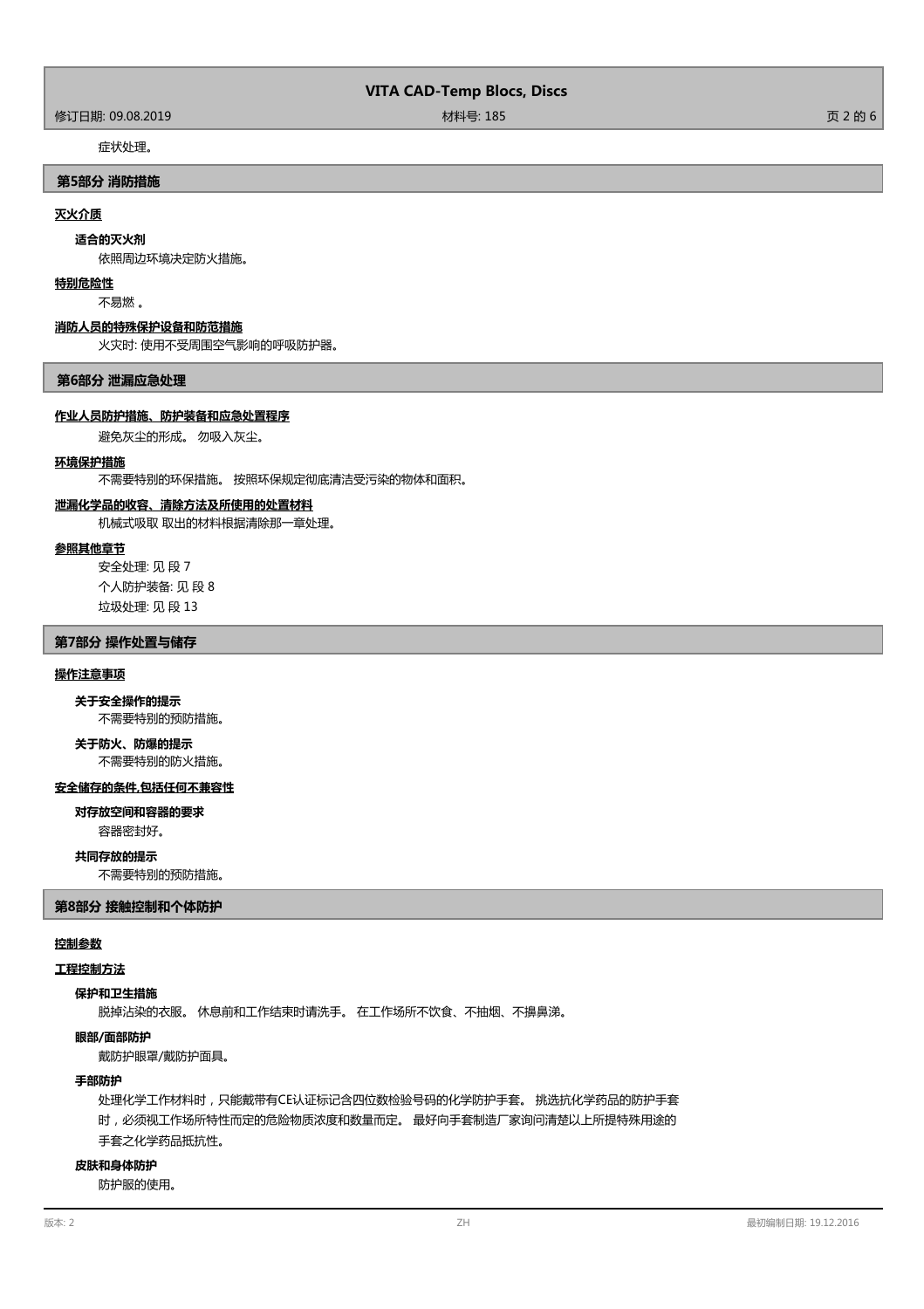症状处理。

## 第5部分 消防措施

### 灭火介质

**适合的灭火剂**

依照周边环境决定防火措施。

### 特别危险性

不易燃 。

### 消防人员的特殊保护设备和防范措施

火灾时: 使用不受周围空气影响的呼吸防护器。

## 第6部分 泄漏应急处理

### 作业人员防护措施、防护装备和应急处置程序

避免灰尘的形成。 勿吸入灰尘。

### 环境保护措施

不需要特别的环保措施。 按照环保规定彻底清洁受污染的物体和面积。

### 泄漏化学品的收容、清除方法及所使用的处置材料

机械式吸取 取出的材料根据清除那一章处理。

### 参照其他章节

安全处理: 见 段 7

个人防护装备: 见 段 8

垃圾处理: 见 段 13

## 第7部分 操作处置与储存

### 操作注意事项

**关于安全操作的提示**

不需要特别的预防措施。

**关于防火、防爆的提示**

不需要特别的防火措施。

### 安全储存的条件,包括任何不兼容性

**对存放空间和容器的要求**

容器密封好。

**共同存放的提示**

不需要特别的预防措施。

## 第8部分 接触控制和个体防护

### 控制参数

### 工程控制方法

**保护和卫生措施**

脱掉沾染的衣服。 休息前和工作结束时请洗手。 在工作场所不饮食、不抽烟、不擤鼻涕。

**眼部/面部防护**

戴防护眼罩/戴防护面具。

**手部防护**

处理化学工作材料时，只能戴带有CE认证标记含四位数检验号码的化学防护手套。 挑选抗化学药品的防护手套时，必须视工作场所特性而定的危险物质浓度和数量而定。 最好向手套制造厂家询问清楚以上所提特殊用途的手套之化学药品抵抗性。

**皮肤和身体防护**

防护服的使用。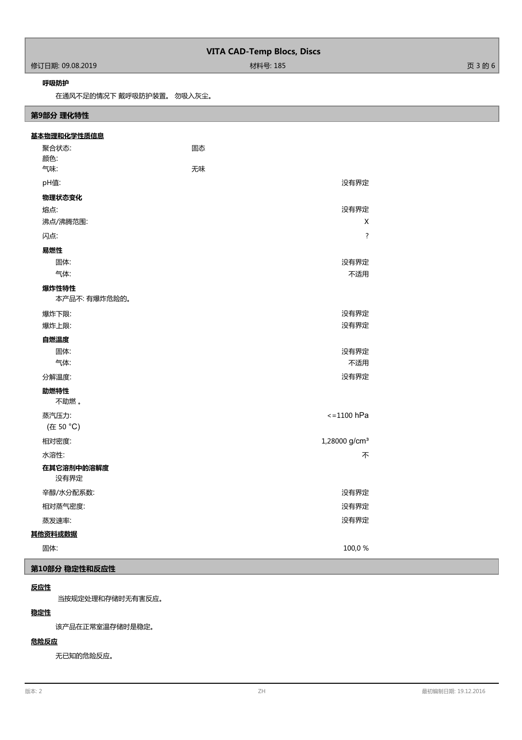**呼吸防护**

在通风不足的情况下 戴呼吸防护装置。 勿吸入灰尘。

## 第9部分 理化特性

**基本物理和化学性质信息**

| | | |
|---|---|---|
| 聚合状态: | 固态 | |
| 颜色: | | |
| 气味: | 无味 | |
| pH值: | | 没有界定 |
| **物理状态变化** | | |
| 熔点: | | 没有界定 |
| 沸点/沸腾范围: | | X |
| 闪点: | | ? |
| **易燃性** | | |
| 固体: | | 没有界定 |
| 气体: | | 不适用 |

**爆炸性特性**

本产品不: 有爆炸危险的。

| | | |
|---|---|---|
| 爆炸下限: | | 没有界定 |
| 爆炸上限: | | 没有界定 |
| **自燃温度** | | |
| 固体: | | 没有界定 |
| 气体: | | 不适用 |
| 分解温度: | | 没有界定 |

**助燃特性**

不助燃 。

| | | |
|---|---|---|
| 蒸汽压力: (在 50 °C) | | <=1100 hPa |
| 相对密度: | | 1,28000 g/cm³ |
| 水溶性: | | 不 |

**在其它溶剂中的溶解度**

没有界定

| | | |
|---|---|---|
| 辛醇/水分配系数: | | 没有界定 |
| 相对蒸气密度: | | 没有界定 |
| 蒸发速率: | | 没有界定 |

**其他资料或数据**

| | | |
|---|---|---|
| 固体: | | 100,0 % |

## 第10部分 稳定性和反应性

**反应性**

当按规定处理和存储时无有害反应。

**稳定性**

该产品在正常室温存储时是稳定。

**危险反应**

无已知的危险反应。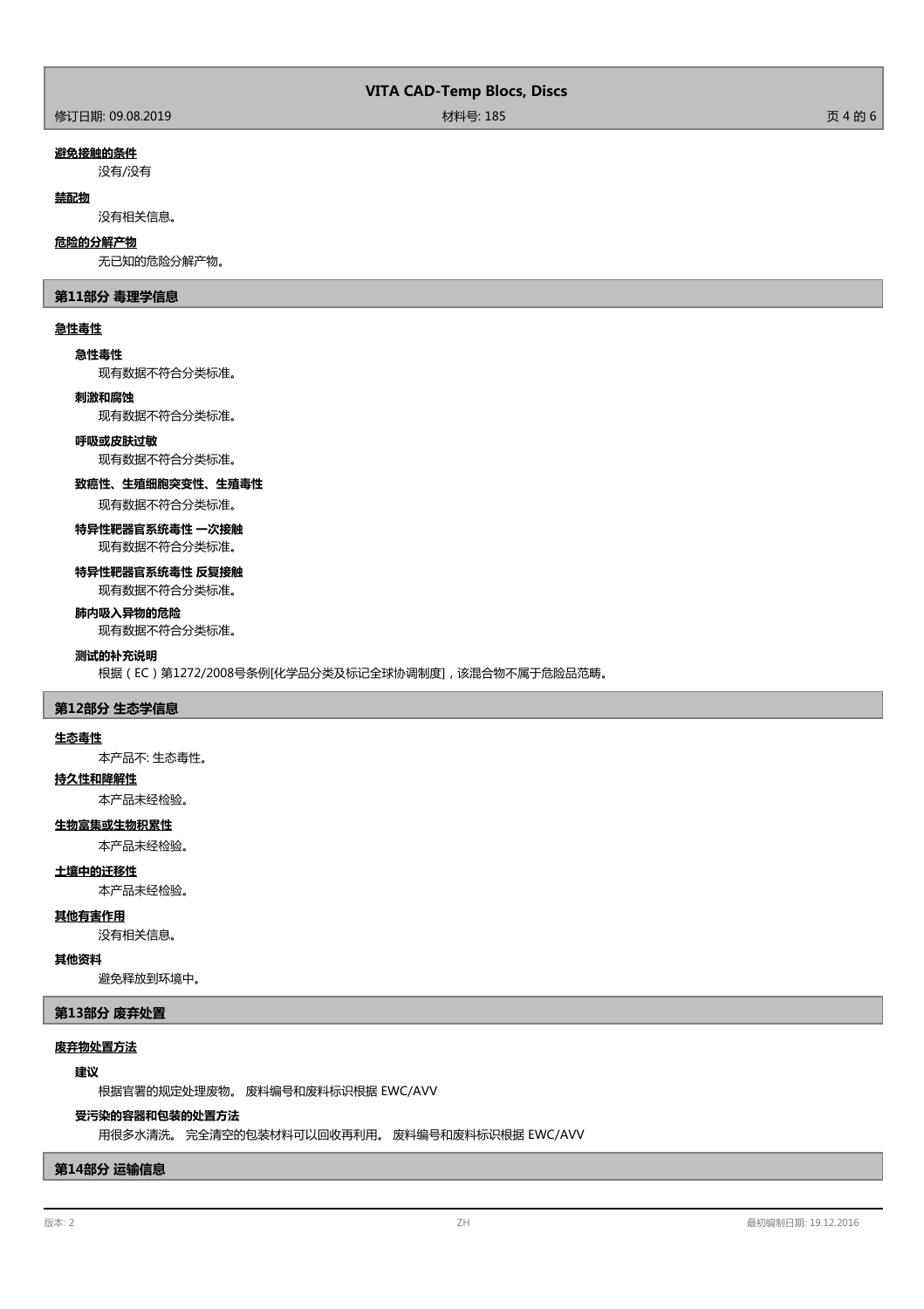**避免接触的条件**

没有/没有

**禁配物**

没有相关信息。

**危险的分解产物**

无已知的危险分解产物。

## 第11部分 毒理学信息

**急性毒性**

**急性毒性**

现有数据不符合分类标准。

**刺激和腐蚀**

现有数据不符合分类标准。

**呼吸或皮肤过敏**

现有数据不符合分类标准。

**致癌性、生殖细胞突变性、生殖毒性**

现有数据不符合分类标准。

**特异性靶器官系统毒性 一次接触**

现有数据不符合分类标准。

**特异性靶器官系统毒性 反复接触**

现有数据不符合分类标准。

**肺内吸入异物的危险**

现有数据不符合分类标准。

**测试的补充说明**

根据（EC）第1272/2008号条例[化学品分类及标记全球协调制度]，该混合物不属于危险品范畴。

## 第12部分 生态学信息

**生态毒性**

本产品不: 生态毒性。

**持久性和降解性**

本产品未经检验。

**生物富集或生物积累性**

本产品未经检验。

**土壤中的迁移性**

本产品未经检验。

**其他有害作用**

没有相关信息。

**其他资料**

避免释放到环境中。

## 第13部分 废弃处置

**废弃物处置方法**

**建议**

根据官署的规定处理废物。 废料编号和废料标识根据 EWC/AVV

**受污染的容器和包装的处置方法**

用很多水清洗。 完全清空的包装材料可以回收再利用。 废料编号和废料标识根据 EWC/AVV

## 第14部分 运输信息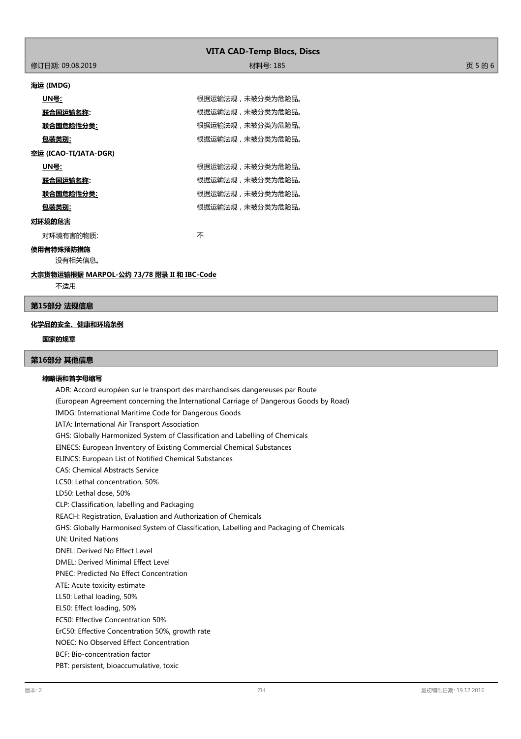**海运 (IMDG)**

**UN号:** 根据运输法规，未被分类为危险品。

**联合国运输名称:** 根据运输法规，未被分类为危险品。

**联合国危险性分类:** 根据运输法规，未被分类为危险品。

**包装类别:** 根据运输法规，未被分类为危险品。

**空运 (ICAO-TI/IATA-DGR)**

**UN号:** 根据运输法规，未被分类为危险品。

**联合国运输名称:** 根据运输法规，未被分类为危险品。

**联合国危险性分类:** 根据运输法规，未被分类为危险品。

**包装类别:** 根据运输法规，未被分类为危险品。

**对环境的危害**

对环境有害的物质: 不

**使用者特殊预防措施**

没有相关信息。

**大宗货物运输根据 MARPOL-公约 73/78 附录 II 和 IBC-Code**

不适用

## 第15部分 法规信息

**化学品的安全、健康和环境条例**

**国家的规章**

## 第16部分 其他信息

**缩略语和首字母缩写**

ADR: Accord européen sur le transport des marchandises dangereuses par Route
(European Agreement concerning the International Carriage of Dangerous Goods by Road)
IMDG: International Maritime Code for Dangerous Goods
IATA: International Air Transport Association
GHS: Globally Harmonized System of Classification and Labelling of Chemicals
EINECS: European Inventory of Existing Commercial Chemical Substances
ELINCS: European List of Notified Chemical Substances
CAS: Chemical Abstracts Service
LC50: Lethal concentration, 50%
LD50: Lethal dose, 50%
CLP: Classification, labelling and Packaging
REACH: Registration, Evaluation and Authorization of Chemicals
GHS: Globally Harmonised System of Classification, Labelling and Packaging of Chemicals
UN: United Nations
DNEL: Derived No Effect Level
DMEL: Derived Minimal Effect Level
PNEC: Predicted No Effect Concentration
ATE: Acute toxicity estimate
LL50: Lethal loading, 50%
EL50: Effect loading, 50%
EC50: Effective Concentration 50%
ErC50: Effective Concentration 50%, growth rate
NOEC: No Observed Effect Concentration
BCF: Bio-concentration factor
PBT: persistent, bioaccumulative, toxic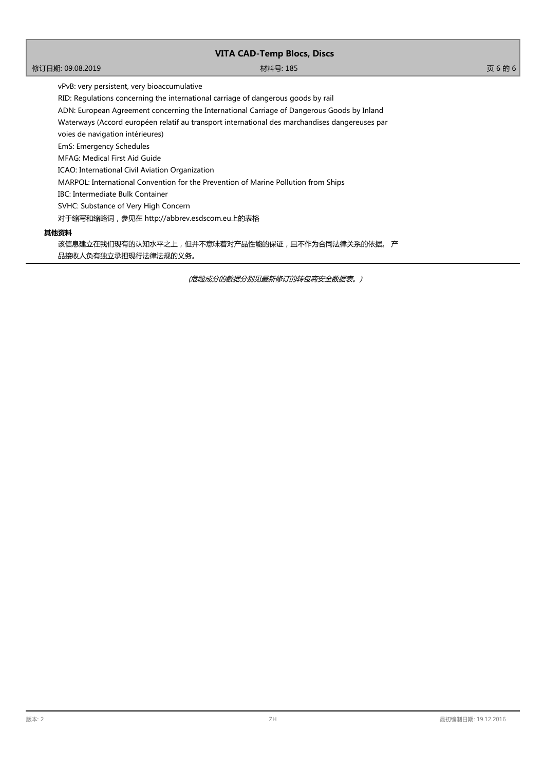vPvB: very persistent, very bioaccumulative

RID: Regulations concerning the international carriage of dangerous goods by rail

ADN: European Agreement concerning the International Carriage of Dangerous Goods by Inland Waterways (Accord européen relatif au transport international des marchandises dangereuses par voies de navigation intérieures)

EmS: Emergency Schedules

MFAG: Medical First Aid Guide

ICAO: International Civil Aviation Organization

MARPOL: International Convention for the Prevention of Marine Pollution from Ships

IBC: Intermediate Bulk Container

SVHC: Substance of Very High Concern

对于缩写和缩略词，参见在 http://abbrev.esdscom.eu上的表格

**其他资料**

该信息建立在我们现有的认知水平之上，但并不意味着对产品性能的保证，且不作为合同法律关系的依据。 产品接收人负有独立承担现行法律法规的义务。

*(危险成分的数据分别见最新修订的转包商安全数据表。)*